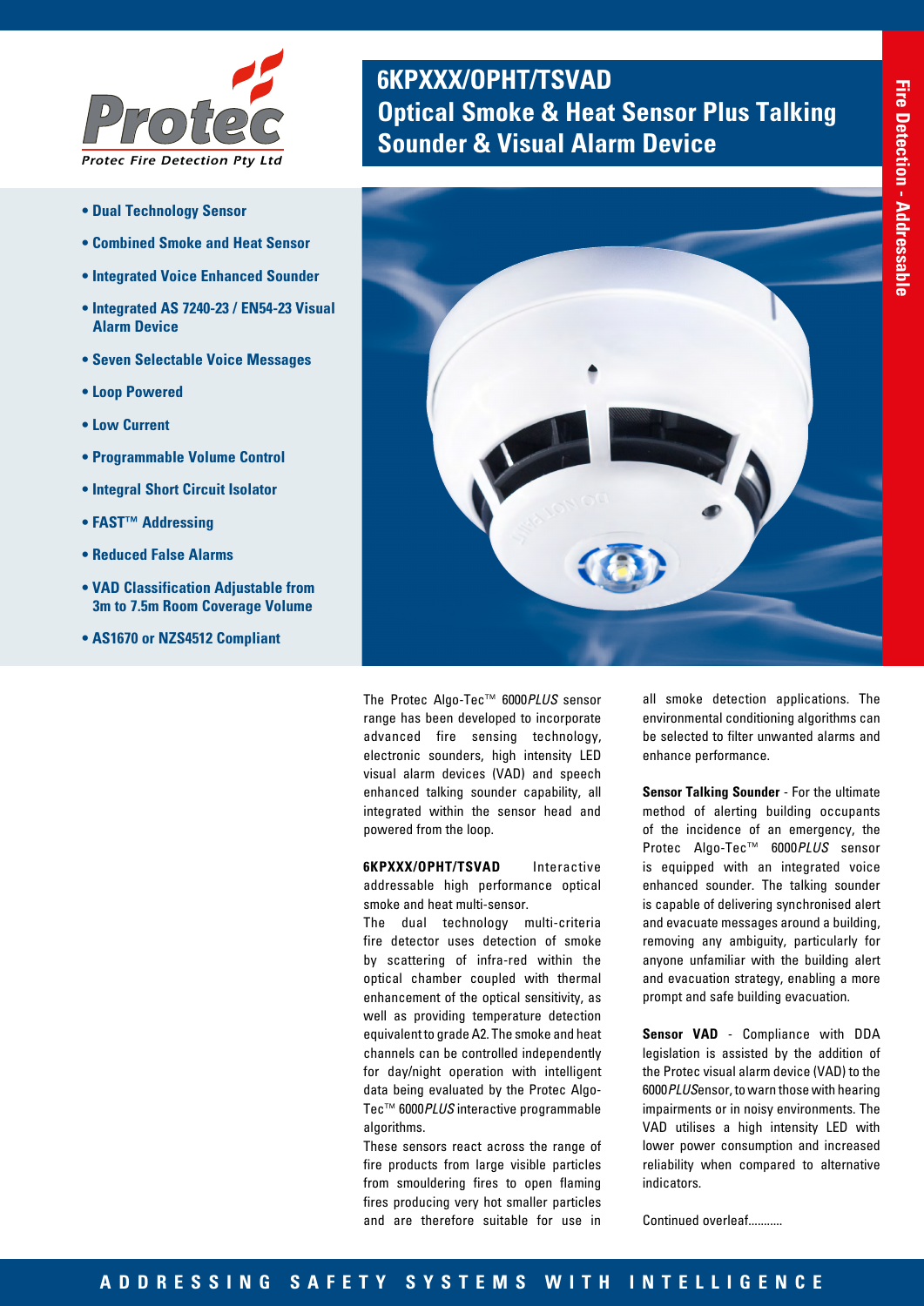# 6KPXXX/OPHT/TSVAD
# Optical Smoke & Heat Sensor Plus Talking Sounder & Visual Alarm Device

Protec Fire Detection Pty Ltd

Fire Detection - Addressable

- **Dual Technology Sensor**
- **Combined Smoke and Heat Sensor**
- **Integrated Voice Enhanced Sounder**
- **Integrated AS 7240-23 / EN54-23 Visual Alarm Device**
- **Seven Selectable Voice Messages**
- **Loop Powered**
- **Low Current**
- **Programmable Volume Control**
- **Integral Short Circuit Isolator**
- **FAST™ Addressing**
- **Reduced False Alarms**
- **VAD Classification Adjustable from 3m to 7.5m Room Coverage Volume**
- **AS1670 or NZS4512 Compliant**

The Protec Algo-Tec™ 6000*PLUS* sensor range has been developed to incorporate advanced fire sensing technology, electronic sounders, high intensity LED visual alarm devices (VAD) and speech enhanced talking sounder capability, all integrated within the sensor head and powered from the loop.

**6KPXXX/OPHT/TSVAD** Interactive addressable high performance optical smoke and heat multi-sensor.

The dual technology multi-criteria fire detector uses detection of smoke by scattering of infra-red within the optical chamber coupled with thermal enhancement of the optical sensitivity, as well as providing temperature detection equivalent to grade A2. The smoke and heat channels can be controlled independently for day/night operation with intelligent data being evaluated by the Protec Algo-Tec™ 6000*PLUS* interactive programmable algorithms.

These sensors react across the range of fire products from large visible particles from smouldering fires to open flaming fires producing very hot smaller particles and are therefore suitable for use in all smoke detection applications. The environmental conditioning algorithms can be selected to filter unwanted alarms and enhance performance.

**Sensor Talking Sounder** - For the ultimate method of alerting building occupants of the incidence of an emergency, the Protec Algo-Tec™ 6000*PLUS* sensor is equipped with an integrated voice enhanced sounder. The talking sounder is capable of delivering synchronised alert and evacuate messages around a building, removing any ambiguity, particularly for anyone unfamiliar with the building alert and evacuation strategy, enabling a more prompt and safe building evacuation.

**Sensor VAD** - Compliance with DDA legislation is assisted by the addition of the Protec visual alarm device (VAD) to the 6000*PLUS*Sensor, to warn those with hearing impairments or in noisy environments. The VAD utilises a high intensity LED with lower power consumption and increased reliability when compared to alternative indicators.

Continued overleaf...........

ADDRESSING SAFETY SYSTEMS WITH INTELLIGENCE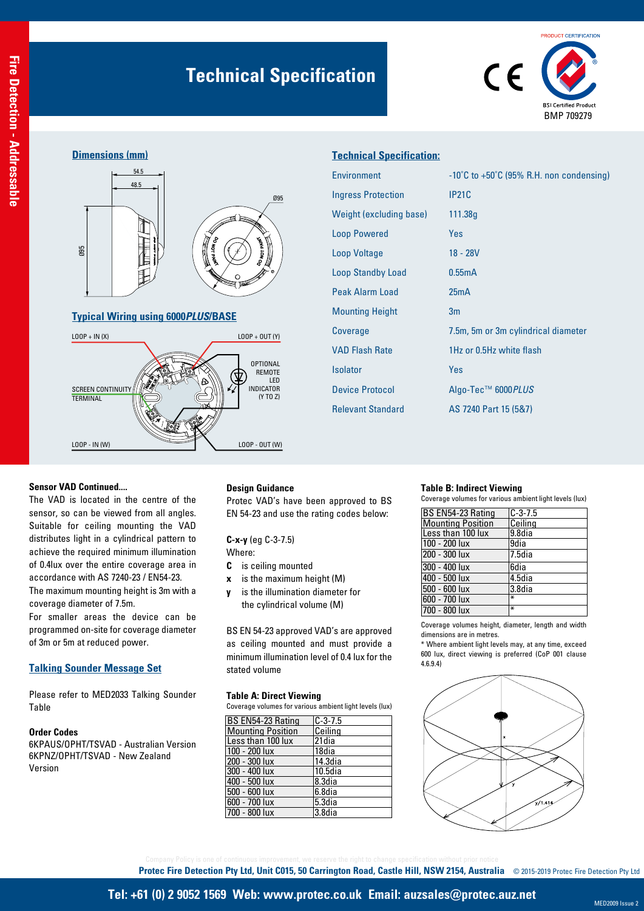# Technical Specification

BSI Certified Product
BMP 709279

## Dimensions (mm)

54.5
48.5
Ø95
Ø95

## Typical Wiring using 6000*PLUS*BASE

LOOP + IN (X)
LOOP + OUT (Y)
OPTIONAL REMOTE LED INDICATOR (Y TO Z)
SCREEN CONTINUITY TERMINAL
LOOP - IN (W)
LOOP - OUT (W)

## Technical Specification:

| | |
|---|---|
| Environment | -10°C to +50°C (95% R.H. non condensing) |
| Ingress Protection | IP21C |
| Weight (excluding base) | 111.38g |
| Loop Powered | Yes |
| Loop Voltage | 18 - 28V |
| Loop Standby Load | 0.55mA |
| Peak Alarm Load | 25mA |
| Mounting Height | 3m |
| Coverage | 7.5m, 5m or 3m cylindrical diameter |
| VAD Flash Rate | 1Hz or 0.5Hz white flash |
| Isolator | Yes |
| Device Protocol | Algo-Tec™ 6000*PLUS* |
| Relevant Standard | AS 7240 Part 15 (5&7) |

### Sensor VAD Continued....

The VAD is located in the centre of the sensor, so can be viewed from all angles. Suitable for ceiling mounting the VAD distributes light in a cylindrical pattern to achieve the required minimum illumination of 0.4lux over the entire coverage area in accordance with AS 7240-23 / EN54-23.

The maximum mounting height is 3m with a coverage diameter of 7.5m.

For smaller areas the device can be programmed on-site for coverage diameter of 3m or 5m at reduced power.

### Talking Sounder Message Set

Please refer to MED2033 Talking Sounder Table

### Order Codes

6KPAUS/OPHT/TSVAD - Australian Version
6KPNZ/OPHT/TSVAD - New Zealand Version

### Design Guidance

Protec VAD's have been approved to BS EN 54-23 and use the rating codes below:

**C-x-y** (eg C-3-7.5)

Where:

- **C** is ceiling mounted
- **x** is the maximum height (M)
- **y** is the illumination diameter for the cylindrical volume (M)

BS EN 54-23 approved VAD's are approved as ceiling mounted and must provide a minimum illumination level of 0.4 lux for the stated volume

### Table A: Direct Viewing

Coverage volumes for various ambient light levels (lux)

| BS EN54-23 Rating | C-3-7.5 |
|---|---|
| Mounting Position | Ceiling |
| Less than 100 lux | 21dia |
| 100 - 200 lux | 18dia |
| 200 - 300 lux | 14.3dia |
| 300 - 400 lux | 10.5dia |
| 400 - 500 lux | 8.3dia |
| 500 - 600 lux | 6.8dia |
| 600 - 700 lux | 5.3dia |
| 700 - 800 lux | 3.8dia |

### Table B: Indirect Viewing

Coverage volumes for various ambient light levels (lux)

| BS EN54-23 Rating | C-3-7.5 |
|---|---|
| Mounting Position | Ceiling |
| Less than 100 lux | 9.8dia |
| 100 - 200 lux | 9dia |
| 200 - 300 lux | 7.5dia |
| 300 - 400 lux | 6dia |
| 400 - 500 lux | 4.5dia |
| 500 - 600 lux | 3.8dia |
| 600 - 700 lux | * |
| 700 - 800 lux | * |

Coverage volumes height, diameter, length and width dimensions are in metres.

* Where ambient light levels may, at any time, exceed 600 lux, direct viewing is preferred (CoP 001 clause 4.6.9.4)

x
y
y/1.414

Company Policy is one of continuous improvement, we reserve the right to change specification without prior notice

**Protec Fire Detection Pty Ltd, Unit C015, 50 Carrington Road, Castle Hill, NSW 2154, Australia** © 2015-2019 Protec Fire Detection Pty Ltd

**Tel: +61 (0) 2 9052 1569 Web: www.protec.co.uk Email: auzsales@protec.auz.net**

MED2009 Issue 2